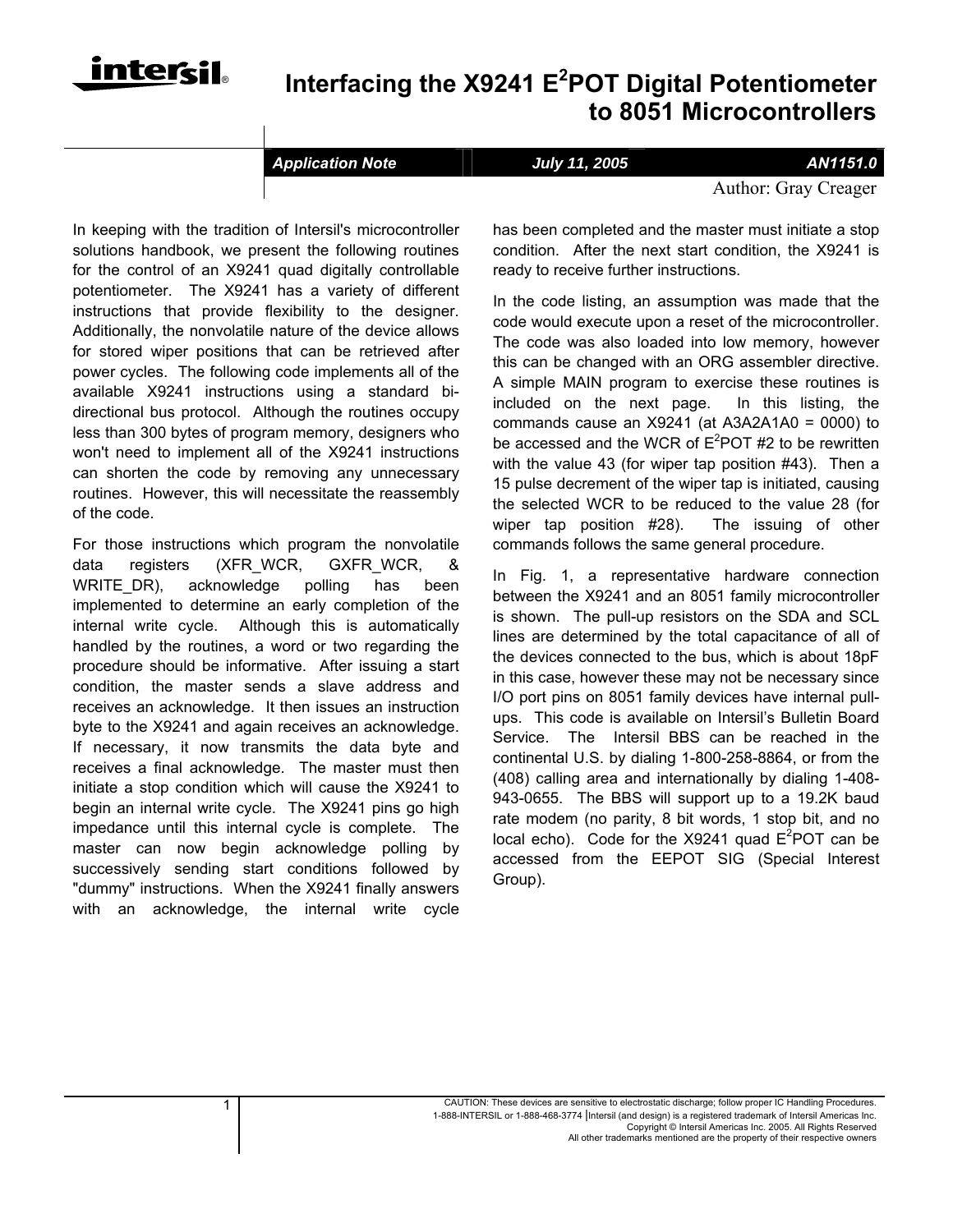# Interfacing the X9241 E$^2$POT Digital Potentiometer to 8051 Microcontrollers

*Application Note* — *July 11, 2005* — *AN1151.0*

Author: Gray Creager

In keeping with the tradition of Intersil's microcontroller solutions handbook, we present the following routines for the control of an X9241 quad digitally controllable potentiometer. The X9241 has a variety of different instructions that provide flexibility to the designer. Additionally, the nonvolatile nature of the device allows for stored wiper positions that can be retrieved after power cycles. The following code implements all of the available X9241 instructions using a standard bi-directional bus protocol. Although the routines occupy less than 300 bytes of program memory, designers who won't need to implement all of the X9241 instructions can shorten the code by removing any unnecessary routines. However, this will necessitate the reassembly of the code.

For those instructions which program the nonvolatile data registers (XFR_WCR, GXFR_WCR, & WRITE_DR), acknowledge polling has been implemented to determine an early completion of the internal write cycle. Although this is automatically handled by the routines, a word or two regarding the procedure should be informative. After issuing a start condition, the master sends a slave address and receives an acknowledge. It then issues an instruction byte to the X9241 and again receives an acknowledge. If necessary, it now transmits the data byte and receives a final acknowledge. The master must then initiate a stop condition which will cause the X9241 to begin an internal write cycle. The X9241 pins go high impedance until this internal cycle is complete. The master can now begin acknowledge polling by successively sending start conditions followed by "dummy" instructions. When the X9241 finally answers with an acknowledge, the internal write cycle has been completed and the master must initiate a stop condition. After the next start condition, the X9241 is ready to receive further instructions.

In the code listing, an assumption was made that the code would execute upon a reset of the microcontroller. The code was also loaded into low memory, however this can be changed with an ORG assembler directive. A simple MAIN program to exercise these routines is included on the next page. In this listing, the commands cause an X9241 (at A3A2A1A0 = 0000) to be accessed and the WCR of E$^2$POT #2 to be rewritten with the value 43 (for wiper tap position #43). Then a 15 pulse decrement of the wiper tap is initiated, causing the selected WCR to be reduced to the value 28 (for wiper tap position #28). The issuing of other commands follows the same general procedure.

In Fig. 1, a representative hardware connection between the X9241 and an 8051 family microcontroller is shown. The pull-up resistors on the SDA and SCL lines are determined by the total capacitance of all of the devices connected to the bus, which is about 18pF in this case, however these may not be necessary since I/O port pins on 8051 family devices have internal pull-ups. This code is available on Intersil's Bulletin Board Service. The Intersil BBS can be reached in the continental U.S. by dialing 1-800-258-8864, or from the (408) calling area and internationally by dialing 1-408-943-0655. The BBS will support up to a 19.2K baud rate modem (no parity, 8 bit words, 1 stop bit, and no local echo). Code for the X9241 quad E$^2$POT can be accessed from the EEPOT SIG (Special Interest Group).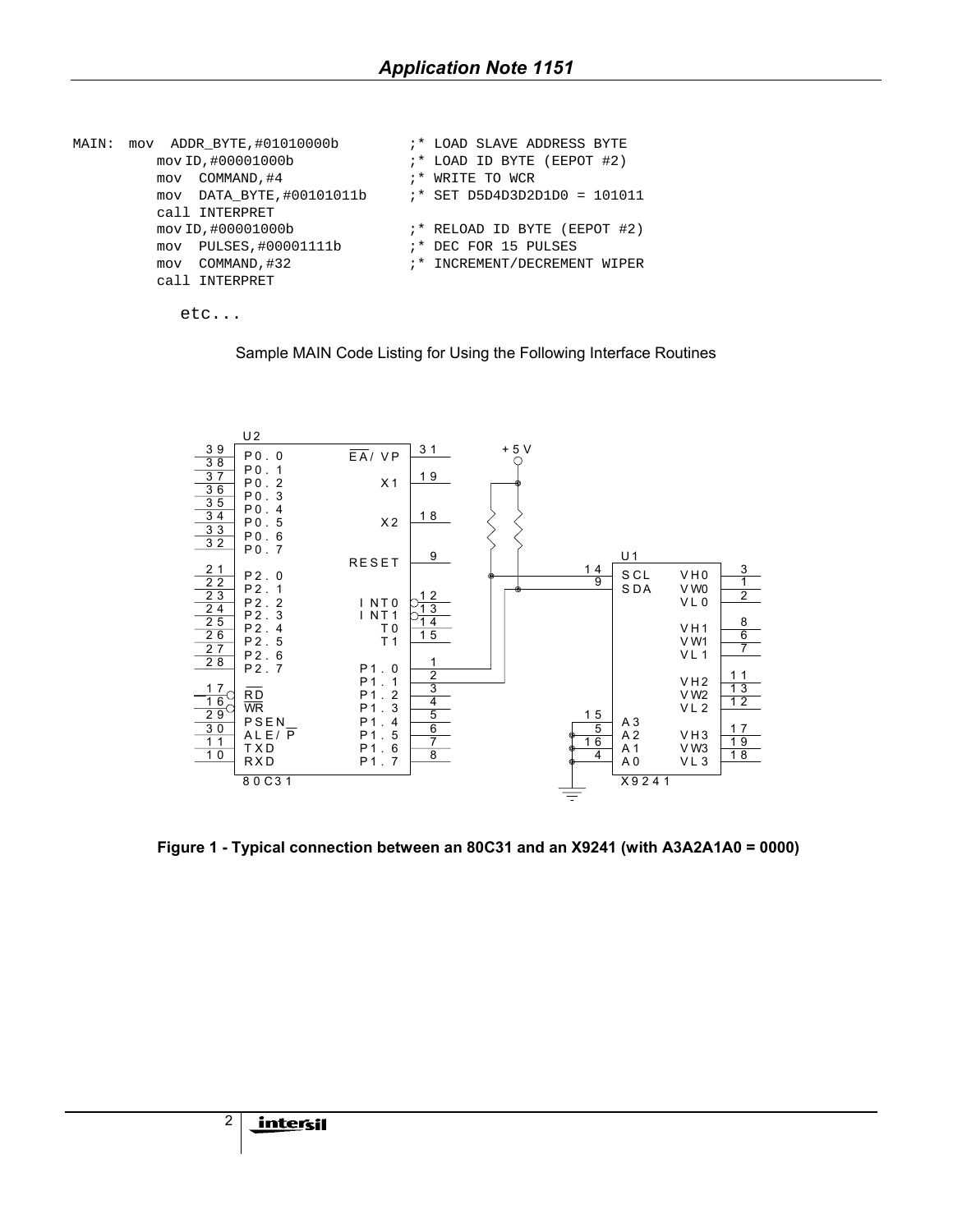```
MAIN: mov  ADDR_BYTE,#01010000b        ;* LOAD SLAVE ADDRESS BYTE
      mov ID,#00001000b               ;* LOAD ID BYTE (EEPOT #2)
      mov  COMMAND,#4                 ;* WRITE TO WCR
      mov  DATA_BYTE,#00101011b       ;* SET D5D4D3D2D1D0 = 101011
      call INTERPRET
      mov ID,#00001000b               ;* RELOAD ID BYTE (EEPOT #2)
      mov  PULSES,#00001111b          ;* DEC FOR 15 PULSES
      mov  COMMAND,#32                ;* INCREMENT/DECREMENT WIPER
      call INTERPRET

        etc...
```

Sample MAIN Code Listing for Using the Following Interface Routines

**Figure 1 - Typical connection between an 80C31 and an X9241 (with A3A2A1A0 = 0000)**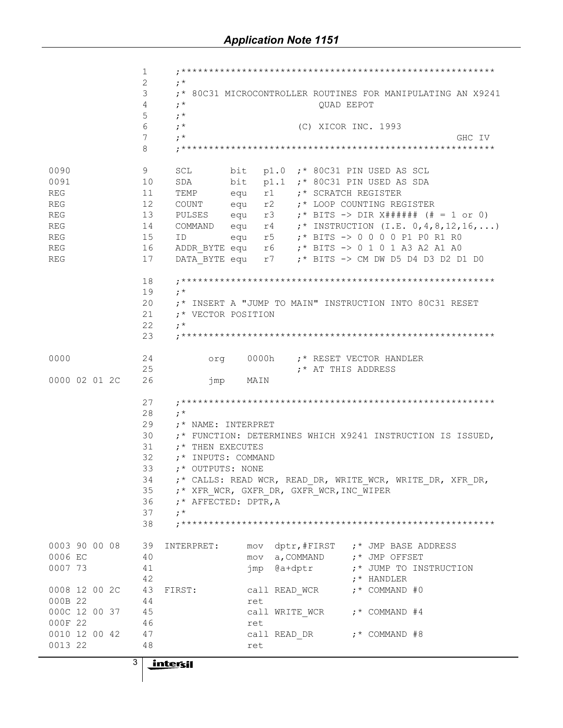```
                    1     ;*********************************************************
                    2     ;*
                    3     ;* 80C31 MICROCONTROLLER ROUTINES FOR MANIPULATING AN X9241
                    4     ;*                          QUAD EEPOT
                    5     ;*
                    6     ;*                        (C) XICOR INC. 1993
                    7     ;*                                                    GHC IV
                    8     ;*********************************************************

0090                9     SCL        bit   p1.0  ;* 80C31 PIN USED AS SCL
0091               10     SDA        bit   p1.1  ;* 80C31 PIN USED AS SDA
REG                11     TEMP       equ   r1    ;* SCRATCH REGISTER
REG                12     COUNT      equ   r2    ;* LOOP COUNTING REGISTER
REG                13     PULSES     equ   r3    ;* BITS -> DIR X###### (# = 1 or 0)
REG                14     COMMAND    equ   r4    ;* INSTRUCTION (I.E. 0,4,8,12,16,...)
REG                15     ID         equ   r5    ;* BITS -> 0 0 0 0 P1 P0 R1 R0
REG                16     ADDR_BYTE equ    r6    ;* BITS -> 0 1 0 1 A3 A2 A1 A0
REG                17     DATA_BYTE equ    r7    ;* BITS -> CM DW D5 D4 D3 D2 D1 D0

                   18     ;*********************************************************
                   19     ;*
                   20     ;* INSERT A "JUMP TO MAIN" INSTRUCTION INTO 80C31 RESET
                   21     ;* VECTOR POSITION
                   22     ;*
                   23     ;*********************************************************

0000               24          org    0000h    ;* RESET VECTOR HANDLER
                   25                          ;* AT THIS ADDRESS
0000 02 01 2C      26          jmp    MAIN

                   27     ;*********************************************************
                   28     ;*
                   29     ;* NAME: INTERPRET
                   30     ;* FUNCTION: DETERMINES WHICH X9241 INSTRUCTION IS ISSUED,
                   31     ;* THEN EXECUTES
                   32     ;* INPUTS: COMMAND
                   33     ;* OUTPUTS: NONE
                   34     ;* CALLS: READ WCR, READ_DR, WRITE_WCR, WRITE_DR, XFR_DR,
                   35     ;* XFR_WCR, GXFR_DR, GXFR_WCR,INC_WIPER
                   36     ;* AFFECTED: DPTR,A
                   37     ;*
                   38     ;*********************************************************

0003 90 00 08      39   INTERPRET:      mov  dptr,#FIRST   ;* JMP BASE ADDRESS
0006 EC            40                   mov  a,COMMAND     ;* JMP OFFSET
0007 73            41                   jmp  @a+dptr       ;* JUMP TO INSTRUCTION
                   42                                      ;* HANDLER
0008 12 00 2C      43   FIRST:          call READ_WCR      ;* COMMAND #0
000B 22            44                   ret
000C 12 00 37      45                   call WRITE_WCR     ;* COMMAND #4
000F 22            46                   ret
0010 12 00 42      47                   call READ_DR       ;* COMMAND #8
0013 22            48                   ret
```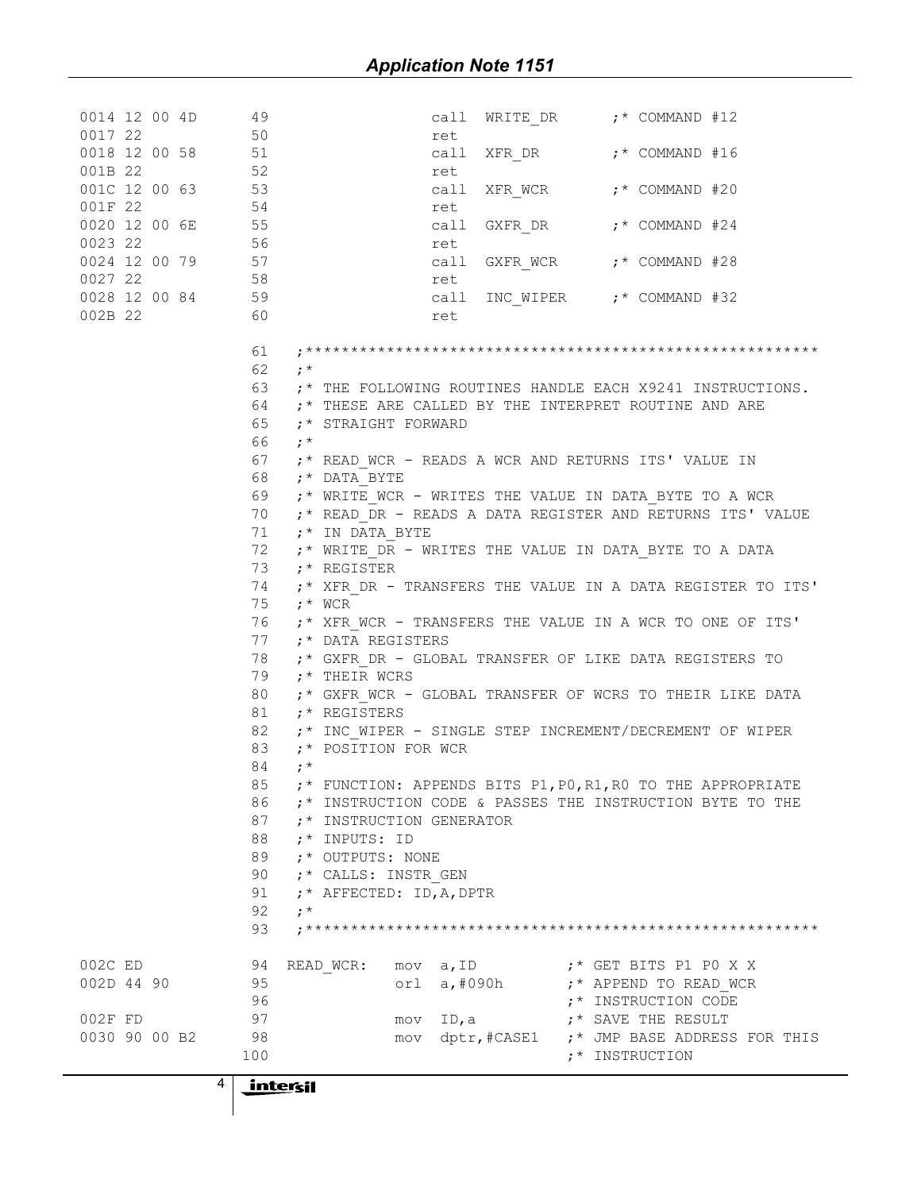```
0014 12 00 4D     49                  call  WRITE_DR      ;* COMMAND #12
0017 22           50                  ret
0018 12 00 58     51                  call  XFR_DR        ;* COMMAND #16
001B 22           52                  ret
001C 12 00 63     53                  call  XFR_WCR       ;* COMMAND #20
001F 22           54                  ret
0020 12 00 6E     55                  call  GXFR_DR       ;* COMMAND #24
0023 22           56                  ret
0024 12 00 79     57                  call  GXFR_WCR      ;* COMMAND #28
0027 22           58                  ret
0028 12 00 84     59                  call  INC_WIPER     ;* COMMAND #32
002B 22           60                  ret

                  61   ;*******************************************************
                  62   ;*
                  63   ;* THE FOLLOWING ROUTINES HANDLE EACH X9241 INSTRUCTIONS.
                  64   ;* THESE ARE CALLED BY THE INTERPRET ROUTINE AND ARE
                  65   ;* STRAIGHT FORWARD
                  66   ;*
                  67   ;* READ_WCR - READS A WCR AND RETURNS ITS' VALUE IN
                  68   ;* DATA_BYTE
                  69   ;* WRITE_WCR - WRITES THE VALUE IN DATA_BYTE TO A WCR
                  70   ;* READ_DR - READS A DATA REGISTER AND RETURNS ITS' VALUE
                  71   ;* IN DATA_BYTE
                  72   ;* WRITE_DR - WRITES THE VALUE IN DATA_BYTE TO A DATA
                  73   ;* REGISTER
                  74   ;* XFR_DR - TRANSFERS THE VALUE IN A DATA REGISTER TO ITS'
                  75   ;* WCR
                  76   ;* XFR_WCR - TRANSFERS THE VALUE IN A WCR TO ONE OF ITS'
                  77   ;* DATA REGISTERS
                  78   ;* GXFR_DR - GLOBAL TRANSFER OF LIKE DATA REGISTERS TO
                  79   ;* THEIR WCRS
                  80   ;* GXFR_WCR - GLOBAL TRANSFER OF WCRS TO THEIR LIKE DATA
                  81   ;* REGISTERS
                  82   ;* INC_WIPER - SINGLE STEP INCREMENT/DECREMENT OF WIPER
                  83   ;* POSITION FOR WCR
                  84   ;*
                  85   ;* FUNCTION: APPENDS BITS P1,P0,R1,R0 TO THE APPROPRIATE
                  86   ;* INSTRUCTION CODE & PASSES THE INSTRUCTION BYTE TO THE
                  87   ;* INSTRUCTION GENERATOR
                  88   ;* INPUTS: ID
                  89   ;* OUTPUTS: NONE
                  90   ;* CALLS: INSTR_GEN
                  91   ;* AFFECTED: ID,A,DPTR
                  92   ;*
                  93   ;*******************************************************

002C ED           94  READ_WCR:   mov  a,ID          ;* GET BITS P1 P0 X X
002D 44 90        95              orl  a,#090h       ;* APPEND TO READ_WCR
                  96                                 ;* INSTRUCTION CODE
002F FD           97              mov  ID,a          ;* SAVE THE RESULT
0030 90 00 B2     98              mov  dptr,#CASE1   ;* JMP BASE ADDRESS FOR THIS
                 100                                 ;* INSTRUCTION
```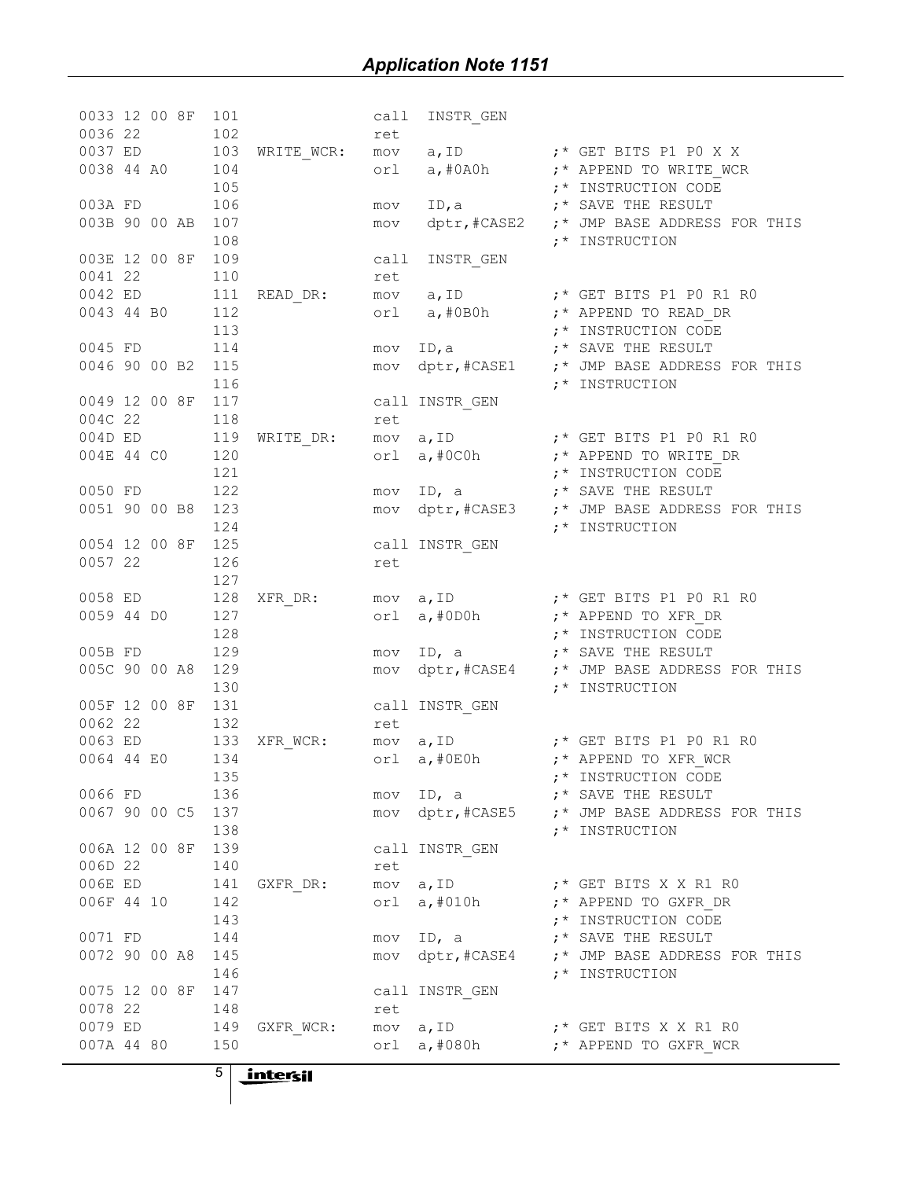```
0033 12 00 8F  101              call  INSTR_GEN
0036 22        102              ret
0037 ED        103  WRITE_WCR:  mov   a,ID          ;* GET BITS P1 P0 X X
0038 44 A0     104              orl   a,#0A0h       ;* APPEND TO WRITE_WCR
               105                                  ;* INSTRUCTION CODE
003A FD        106              mov   ID,a          ;* SAVE THE RESULT
003B 90 00 AB  107              mov   dptr,#CASE2   ;* JMP BASE ADDRESS FOR THIS
               108                                  ;* INSTRUCTION
003E 12 00 8F  109              call  INSTR_GEN
0041 22        110              ret
0042 ED        111  READ_DR:    mov   a,ID          ;* GET BITS P1 P0 R1 R0
0043 44 B0     112              orl   a,#0B0h       ;* APPEND TO READ_DR
               113                                  ;* INSTRUCTION CODE
0045 FD        114              mov  ID,a           ;* SAVE THE RESULT
0046 90 00 B2  115              mov  dptr,#CASE1    ;* JMP BASE ADDRESS FOR THIS
               116                                  ;* INSTRUCTION
0049 12 00 8F  117              call INSTR_GEN
004C 22        118              ret
004D ED        119  WRITE_DR:   mov  a,ID           ;* GET BITS P1 P0 R1 R0
004E 44 C0     120              orl  a,#0C0h        ;* APPEND TO WRITE_DR
               121                                  ;* INSTRUCTION CODE
0050 FD        122              mov  ID, a          ;* SAVE THE RESULT
0051 90 00 B8  123              mov  dptr,#CASE3    ;* JMP BASE ADDRESS FOR THIS
               124                                  ;* INSTRUCTION
0054 12 00 8F  125              call INSTR_GEN
0057 22        126              ret
               127
0058 ED        128  XFR_DR:     mov  a,ID           ;* GET BITS P1 P0 R1 R0
0059 44 D0     127              orl  a,#0D0h        ;* APPEND TO XFR_DR
               128                                  ;* INSTRUCTION CODE
005B FD        129              mov  ID, a          ;* SAVE THE RESULT
005C 90 00 A8  129              mov  dptr,#CASE4    ;* JMP BASE ADDRESS FOR THIS
               130                                  ;* INSTRUCTION
005F 12 00 8F  131              call INSTR_GEN
0062 22        132              ret
0063 ED        133  XFR_WCR:    mov  a,ID           ;* GET BITS P1 P0 R1 R0
0064 44 E0     134              orl  a,#0E0h        ;* APPEND TO XFR_WCR
               135                                  ;* INSTRUCTION CODE
0066 FD        136              mov  ID, a          ;* SAVE THE RESULT
0067 90 00 C5  137              mov  dptr,#CASE5    ;* JMP BASE ADDRESS FOR THIS
               138                                  ;* INSTRUCTION
006A 12 00 8F  139              call INSTR_GEN
006D 22        140              ret
006E ED        141  GXFR_DR:    mov  a,ID           ;* GET BITS X X R1 R0
006F 44 10     142              orl  a,#010h        ;* APPEND TO GXFR_DR
               143                                  ;* INSTRUCTION CODE
0071 FD        144              mov  ID, a          ;* SAVE THE RESULT
0072 90 00 A8  145              mov  dptr,#CASE4    ;* JMP BASE ADDRESS FOR THIS
               146                                  ;* INSTRUCTION
0075 12 00 8F  147              call INSTR_GEN
0078 22        148              ret
0079 ED        149  GXFR_WCR:   mov  a,ID           ;* GET BITS X X R1 R0
007A 44 80     150              orl  a,#080h        ;* APPEND TO GXFR_WCR
```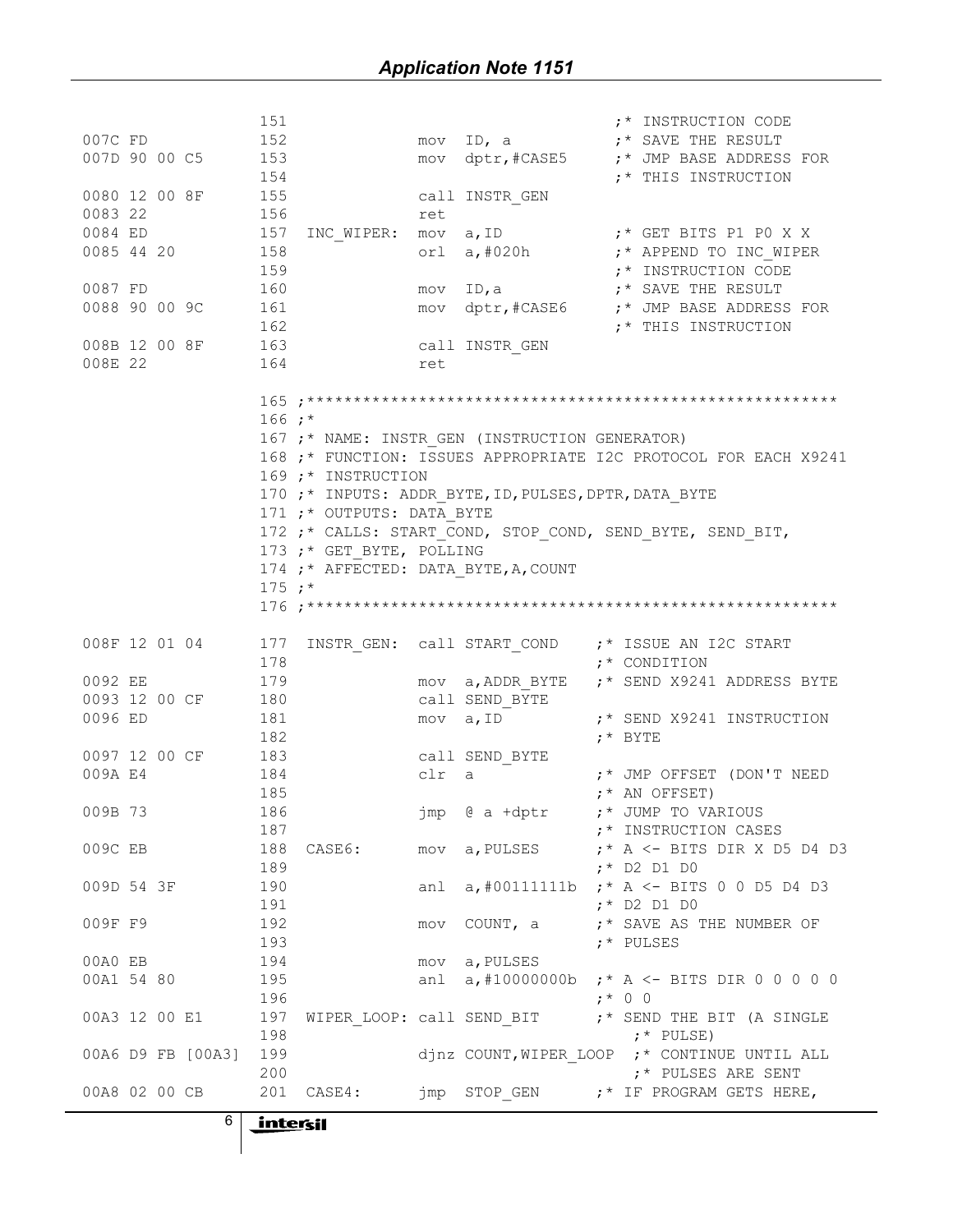```
                    151                                       ;* INSTRUCTION CODE
007C FD             152                mov  ID, a             ;* SAVE THE RESULT
007D 90 00 C5       153                mov  dptr,#CASE5       ;* JMP BASE ADDRESS FOR
                    154                                       ;* THIS INSTRUCTION
0080 12 00 8F       155                call INSTR_GEN
0083 22             156                ret
0084 ED             157  INC_WIPER:    mov  a,ID              ;* GET BITS P1 P0 X X
0085 44 20          158                orl  a,#020h           ;* APPEND TO INC_WIPER
                    159                                       ;* INSTRUCTION CODE
0087 FD             160                mov  ID,a              ;* SAVE THE RESULT
0088 90 00 9C       161                mov  dptr,#CASE6       ;* JMP BASE ADDRESS FOR
                    162                                       ;* THIS INSTRUCTION
008B 12 00 8F       163                call INSTR_GEN
008E 22             164                ret

                    165 ;*******************************************************
                    166 ;*
                    167 ;* NAME: INSTR_GEN (INSTRUCTION GENERATOR)
                    168 ;* FUNCTION: ISSUES APPROPRIATE I2C PROTOCOL FOR EACH X9241
                    169 ;* INSTRUCTION
                    170 ;* INPUTS: ADDR_BYTE,ID,PULSES,DPTR,DATA_BYTE
                    171 ;* OUTPUTS: DATA_BYTE
                    172 ;* CALLS: START_COND, STOP_COND, SEND_BYTE, SEND_BIT,
                    173 ;* GET_BYTE, POLLING
                    174 ;* AFFECTED: DATA_BYTE,A,COUNT
                    175 ;*
                    176 ;*******************************************************

008F 12 01 04       177  INSTR_GEN:    call START_COND        ;* ISSUE AN I2C START
                    178                                       ;* CONDITION
0092 EE             179                mov  a,ADDR_BYTE       ;* SEND X9241 ADDRESS BYTE
0093 12 00 CF       180                call SEND_BYTE
0096 ED             181                mov  a,ID              ;* SEND X9241 INSTRUCTION
                    182                                       ;* BYTE
0097 12 00 CF       183                call SEND_BYTE
009A E4             184                clr  a                 ;* JMP OFFSET (DON'T NEED
                    185                                       ;* AN OFFSET)
009B 73             186                jmp  @ a +dptr         ;* JUMP TO VARIOUS
                    187                                       ;* INSTRUCTION CASES
009C EB             188  CASE6:        mov  a,PULSES          ;* A <- BITS DIR X D5 D4 D3
                    189                                       ;* D2 D1 D0
009D 54 3F          190                anl  a,#00111111b      ;* A <- BITS 0 0 D5 D4 D3
                    191                                       ;* D2 D1 D0
009F F9             192                mov  COUNT, a          ;* SAVE AS THE NUMBER OF
                    193                                       ;* PULSES
00A0 EB             194                mov  a,PULSES
00A1 54 80          195                anl  a,#10000000b      ;* A <- BITS DIR 0 0 0 0 0
                    196                                       ;* 0 0
00A3 12 00 E1       197  WIPER_LOOP:   call SEND_BIT          ;* SEND THE BIT (A SINGLE
                    198                                         ;* PULSE)
00A6 D9 FB [00A3]   199                djnz COUNT,WIPER_LOOP  ;* CONTINUE UNTIL ALL
                    200                                         ;* PULSES ARE SENT
00A8 02 00 CB       201  CASE4:        jmp  STOP_GEN          ;* IF PROGRAM GETS HERE,
```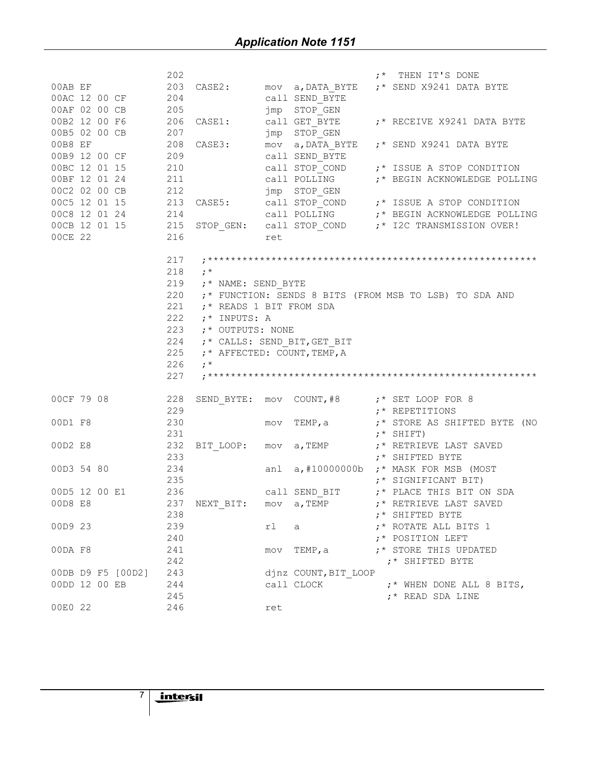```
                    202                                      ;*  THEN IT'S DONE
00AB EF             203  CASE2:      mov  a,DATA_BYTE   ;* SEND X9241 DATA BYTE
00AC 12 00 CF       204              call SEND_BYTE
00AF 02 00 CB       205              jmp  STOP_GEN
00B2 12 00 F6       206  CASE1:      call GET_BYTE      ;* RECEIVE X9241 DATA BYTE
00B5 02 00 CB       207              jmp  STOP_GEN
00B8 EF             208  CASE3:      mov  a,DATA_BYTE   ;* SEND X9241 DATA BYTE
00B9 12 00 CF       209              call SEND_BYTE
00BC 12 01 15       210              call STOP_COND     ;* ISSUE A STOP CONDITION
00BF 12 01 24       211              call POLLING       ;* BEGIN ACKNOWLEDGE POLLING
00C2 02 00 CB       212              jmp  STOP_GEN
00C5 12 01 15       213  CASE5:      call STOP_COND     ;* ISSUE A STOP CONDITION
00C8 12 01 24       214              call POLLING       ;* BEGIN ACKNOWLEDGE POLLING
00CB 12 01 15       215  STOP_GEN:   call STOP_COND     ;* I2C TRANSMISSION OVER!
00CE 22             216              ret

                    217  ;*********************************************************
                    218  ;*
                    219  ;* NAME: SEND_BYTE
                    220  ;* FUNCTION: SENDS 8 BITS (FROM MSB TO LSB) TO SDA AND
                    221  ;* READS 1 BIT FROM SDA
                    222  ;* INPUTS: A
                    223  ;* OUTPUTS: NONE
                    224  ;* CALLS: SEND_BIT,GET_BIT
                    225  ;* AFFECTED: COUNT,TEMP,A
                    226  ;*
                    227  ;*********************************************************

00CF 79 08          228  SEND_BYTE:  mov  COUNT,#8      ;* SET LOOP FOR 8
                    229                                 ;* REPETITIONS
00D1 F8             230              mov  TEMP,a        ;* STORE AS SHIFTED BYTE (NO
                    231                                 ;* SHIFT)
00D2 E8             232  BIT_LOOP:   mov  a,TEMP        ;* RETRIEVE LAST SAVED
                    233                                 ;* SHIFTED BYTE
00D3 54 80          234              anl  a,#10000000b  ;* MASK FOR MSB (MOST
                    235                                 ;* SIGNIFICANT BIT)
00D5 12 00 E1       236              call SEND_BIT      ;* PLACE THIS BIT ON SDA
00D8 E8             237  NEXT_BIT:   mov  a,TEMP        ;* RETRIEVE LAST SAVED
                    238                                 ;* SHIFTED BYTE
00D9 23             239              rl   a             ;* ROTATE ALL BITS 1
                    240                                 ;* POSITION LEFT
00DA F8             241              mov  TEMP,a        ;* STORE THIS UPDATED
                    242                                   ;* SHIFTED BYTE
00DB D9 F5 [00D2]   243              djnz COUNT,BIT_LOOP
00DD 12 00 EB       244              call CLOCK           ;* WHEN DONE ALL 8 BITS,
                    245                                   ;* READ SDA LINE
00E0 22             246              ret
```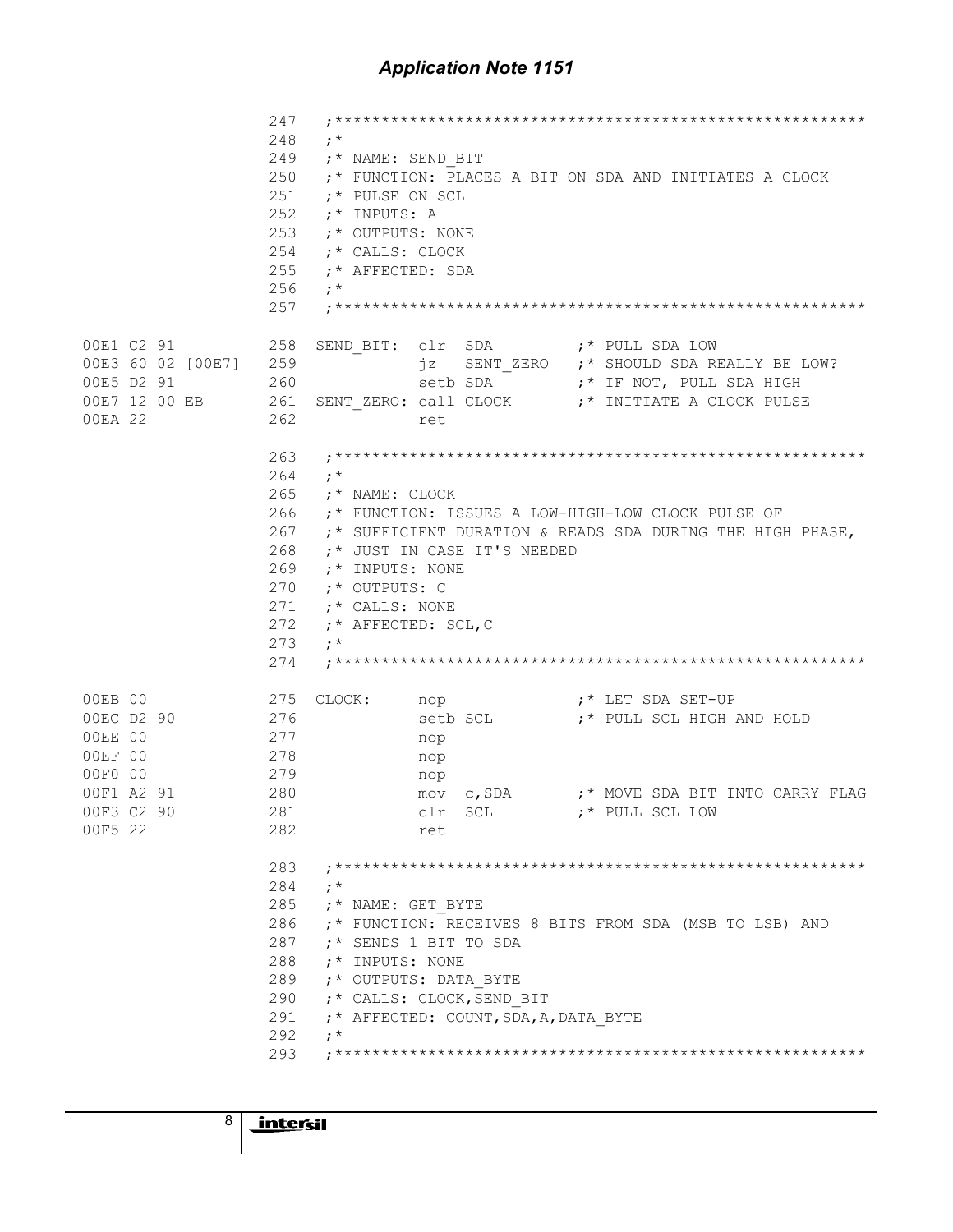```
                    247   ;*********************************************************
                    248   ;*
                    249   ;* NAME: SEND_BIT
                    250   ;* FUNCTION: PLACES A BIT ON SDA AND INITIATES A CLOCK
                    251   ;* PULSE ON SCL
                    252   ;* INPUTS: A
                    253   ;* OUTPUTS: NONE
                    254   ;* CALLS: CLOCK
                    255   ;* AFFECTED: SDA
                    256   ;*
                    257   ;*********************************************************

00E1 C2 91          258  SEND_BIT:  clr  SDA         ;* PULL SDA LOW
00E3 60 02 [00E7]   259             jz   SENT_ZERO   ;* SHOULD SDA REALLY BE LOW?
00E5 D2 91          260             setb SDA         ;* IF NOT, PULL SDA HIGH
00E7 12 00 EB       261  SENT_ZERO: call CLOCK       ;* INITIATE A CLOCK PULSE
00EA 22             262             ret

                    263   ;*********************************************************
                    264   ;*
                    265   ;* NAME: CLOCK
                    266   ;* FUNCTION: ISSUES A LOW-HIGH-LOW CLOCK PULSE OF
                    267   ;* SUFFICIENT DURATION & READS SDA DURING THE HIGH PHASE,
                    268   ;* JUST IN CASE IT'S NEEDED
                    269   ;* INPUTS: NONE
                    270   ;* OUTPUTS: C
                    271   ;* CALLS: NONE
                    272   ;* AFFECTED: SCL,C
                    273   ;*
                    274   ;*********************************************************

00EB 00             275  CLOCK:     nop              ;* LET SDA SET-UP
00EC D2 90          276             setb SCL         ;* PULL SCL HIGH AND HOLD
00EE 00             277             nop
00EF 00             278             nop
00F0 00             279             nop
00F1 A2 91          280             mov  c,SDA       ;* MOVE SDA BIT INTO CARRY FLAG
00F3 C2 90          281             clr  SCL         ;* PULL SCL LOW
00F5 22             282             ret

                    283   ;*********************************************************
                    284   ;*
                    285   ;* NAME: GET_BYTE
                    286   ;* FUNCTION: RECEIVES 8 BITS FROM SDA (MSB TO LSB) AND
                    287   ;* SENDS 1 BIT TO SDA
                    288   ;* INPUTS: NONE
                    289   ;* OUTPUTS: DATA_BYTE
                    290   ;* CALLS: CLOCK,SEND_BIT
                    291   ;* AFFECTED: COUNT,SDA,A,DATA_BYTE
                    292   ;*
                    293   ;*********************************************************
```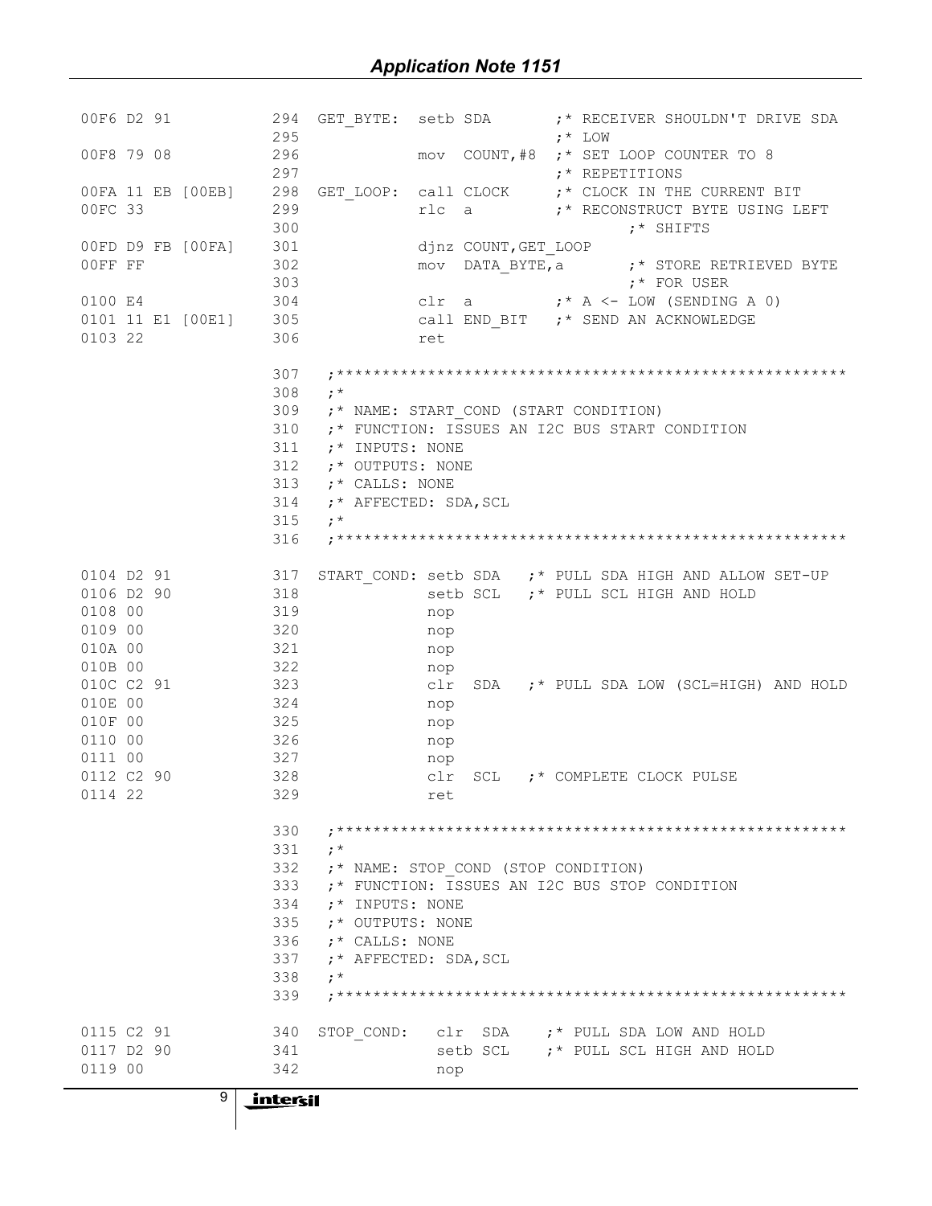```
00F6 D2 91            294  GET_BYTE:  setb SDA       ;* RECEIVER SHOULDN'T DRIVE SDA
                      295                            ;* LOW
00F8 79 08            296             mov  COUNT,#8  ;* SET LOOP COUNTER TO 8
                      297                            ;* REPETITIONS
00FA 11 EB [00EB]     298  GET_LOOP:  call CLOCK     ;* CLOCK IN THE CURRENT BIT
00FC 33               299             rlc  a         ;* RECONSTRUCT BYTE USING LEFT
                      300                                    ;* SHIFTS
00FD D9 FB [00FA]     301             djnz COUNT,GET_LOOP
00FF FF               302             mov  DATA_BYTE,a       ;* STORE RETRIEVED BYTE
                      303                                    ;* FOR USER
0100 E4               304             clr  a         ;* A <- LOW (SENDING A 0)
0101 11 E1 [00E1]     305             call END_BIT   ;* SEND AN ACKNOWLEDGE
0103 22               306             ret

                      307   ;*******************************************************
                      308   ;*
                      309   ;* NAME: START_COND (START CONDITION)
                      310   ;* FUNCTION: ISSUES AN I2C BUS START CONDITION
                      311   ;* INPUTS: NONE
                      312   ;* OUTPUTS: NONE
                      313   ;* CALLS: NONE
                      314   ;* AFFECTED: SDA,SCL
                      315   ;*
                      316   ;*******************************************************

0104 D2 91            317  START_COND: setb SDA   ;* PULL SDA HIGH AND ALLOW SET-UP
0106 D2 90            318              setb SCL   ;* PULL SCL HIGH AND HOLD
0108 00               319              nop
0109 00               320              nop
010A 00               321              nop
010B 00               322              nop
010C C2 91            323              clr  SDA   ;* PULL SDA LOW (SCL=HIGH) AND HOLD
010E 00               324              nop
010F 00               325              nop
0110 00               326              nop
0111 00               327              nop
0112 C2 90            328              clr  SCL   ;* COMPLETE CLOCK PULSE
0114 22               329              ret

                      330   ;*******************************************************
                      331   ;*
                      332   ;* NAME: STOP_COND (STOP CONDITION)
                      333   ;* FUNCTION: ISSUES AN I2C BUS STOP CONDITION
                      334   ;* INPUTS: NONE
                      335   ;* OUTPUTS: NONE
                      336   ;* CALLS: NONE
                      337   ;* AFFECTED: SDA,SCL
                      338   ;*
                      339   ;*******************************************************

0115 C2 91            340  STOP_COND:   clr  SDA    ;* PULL SDA LOW AND HOLD
0117 D2 90            341               setb SCL    ;* PULL SCL HIGH AND HOLD
0119 00               342               nop
```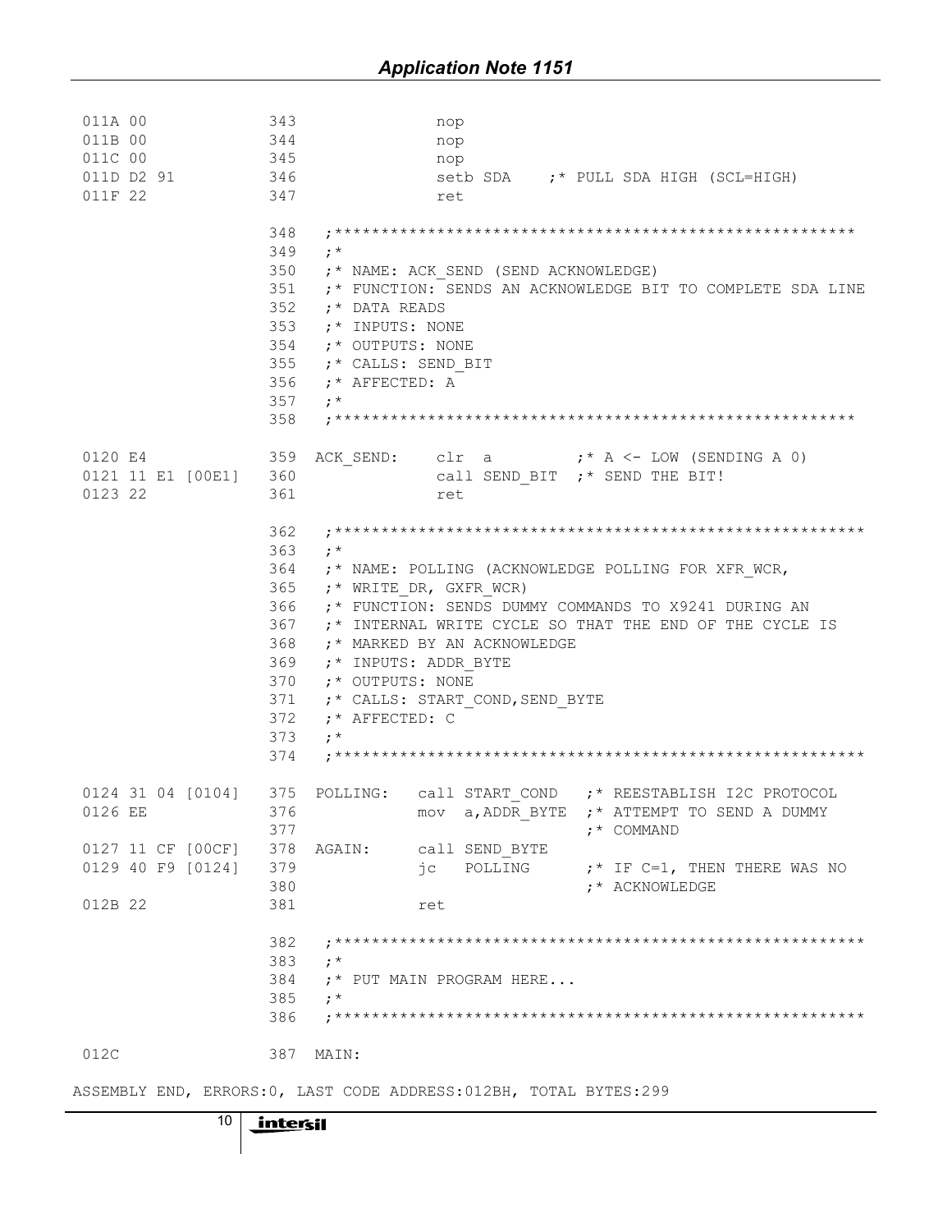```
011A 00              343              nop
011B 00              344              nop
011C 00              345              nop
011D D2 91           346              setb SDA    ;* PULL SDA HIGH (SCL=HIGH)
011F 22              347              ret

                     348  ;*******************************************************
                     349  ;*
                     350  ;* NAME: ACK_SEND (SEND ACKNOWLEDGE)
                     351  ;* FUNCTION: SENDS AN ACKNOWLEDGE BIT TO COMPLETE SDA LINE
                     352  ;* DATA READS
                     353  ;* INPUTS: NONE
                     354  ;* OUTPUTS: NONE
                     355  ;* CALLS: SEND_BIT
                     356  ;* AFFECTED: A
                     357  ;*
                     358  ;*******************************************************

0120 E4              359  ACK_SEND:   clr  a          ;* A <- LOW (SENDING A 0)
0121 11 E1 [00E1]    360              call SEND_BIT   ;* SEND THE BIT!
0123 22              361              ret

                     362  ;*******************************************************
                     363  ;*
                     364  ;* NAME: POLLING (ACKNOWLEDGE POLLING FOR XFR_WCR,
                     365  ;* WRITE_DR, GXFR_WCR)
                     366  ;* FUNCTION: SENDS DUMMY COMMANDS TO X9241 DURING AN
                     367  ;* INTERNAL WRITE CYCLE SO THAT THE END OF THE CYCLE IS
                     368  ;* MARKED BY AN ACKNOWLEDGE
                     369  ;* INPUTS: ADDR_BYTE
                     370  ;* OUTPUTS: NONE
                     371  ;* CALLS: START_COND,SEND_BYTE
                     372  ;* AFFECTED: C
                     373  ;*
                     374  ;*******************************************************

0124 31 04 [0104]    375  POLLING:   call START_COND   ;* REESTABLISH I2C PROTOCOL
0126 EE              376             mov  a,ADDR_BYTE  ;* ATTEMPT TO SEND A DUMMY
                     377                               ;* COMMAND
0127 11 CF [00CF]    378  AGAIN:     call SEND_BYTE
0129 40 F9 [0124]    379             jc   POLLING      ;* IF C=1, THEN THERE WAS NO
                     380                               ;* ACKNOWLEDGE
012B 22              381             ret

                     382  ;*******************************************************
                     383  ;*
                     384  ;* PUT MAIN PROGRAM HERE...
                     385  ;*
                     386  ;*******************************************************

012C                 387  MAIN:

ASSEMBLY END, ERRORS:0, LAST CODE ADDRESS:012BH, TOTAL BYTES:299
```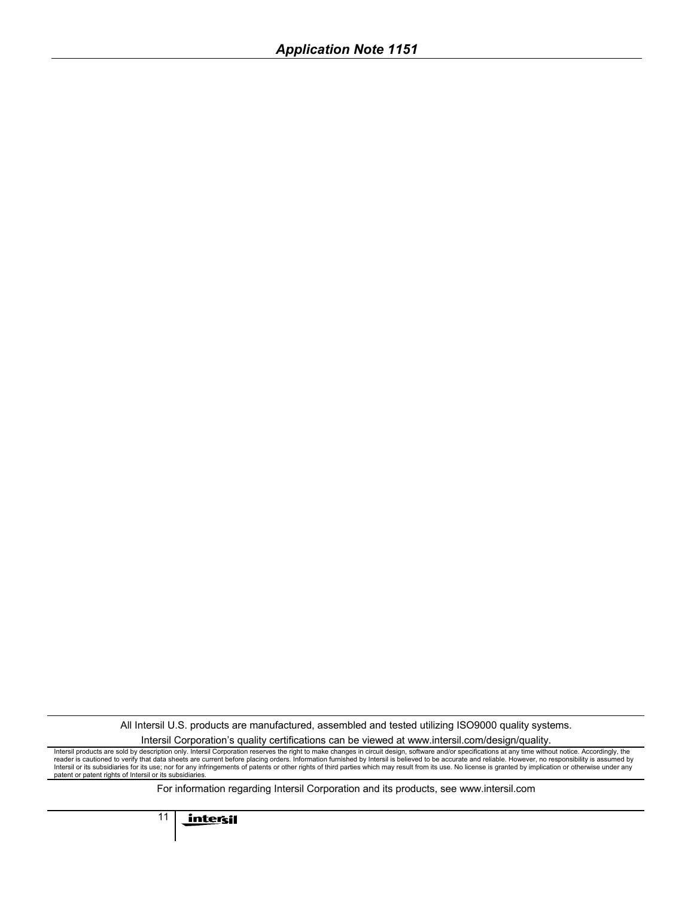All Intersil U.S. products are manufactured, assembled and tested utilizing ISO9000 quality systems.

Intersil Corporation's quality certifications can be viewed at www.intersil.com/design/quality.

Intersil products are sold by description only. Intersil Corporation reserves the right to make changes in circuit design, software and/or specifications at any time without notice. Accordingly, the reader is cautioned to verify that data sheets are current before placing orders. Information furnished by Intersil is believed to be accurate and reliable. However, no responsibility is assumed by Intersil or its subsidiaries for its use; nor for any infringements of patents or other rights of third parties which may result from its use. No license is granted by implication or otherwise under any patent or patent rights of Intersil or its subsidiaries.

For information regarding Intersil Corporation and its products, see www.intersil.com